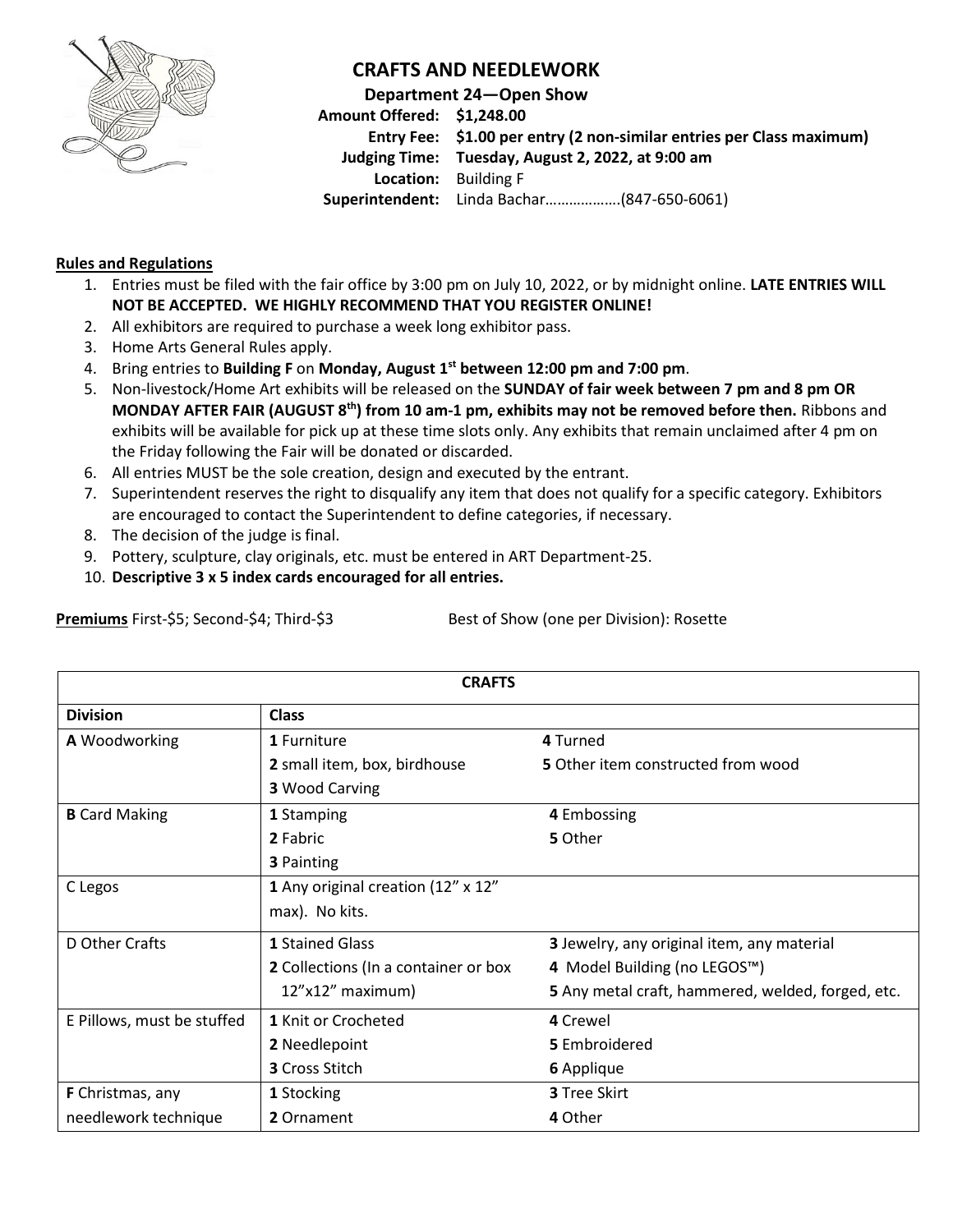# CRAFTS AND NEEDLEWORK

**Department 24—Open Show**

**Amount Offered:** **$1,248.00**
**Entry Fee:** **$1.00 per entry (2 non-similar entries per Class maximum)**
**Judging Time:** **Tuesday, August 2, 2022, at 9:00 am**
**Location:** Building F
**Superintendent:** Linda Bachar………………(847-650-6061)

## Rules and Regulations

1. Entries must be filed with the fair office by 3:00 pm on July 10, 2022, or by midnight online. **LATE ENTRIES WILL NOT BE ACCEPTED. WE HIGHLY RECOMMEND THAT YOU REGISTER ONLINE!**
2. All exhibitors are required to purchase a week long exhibitor pass.
3. Home Arts General Rules apply.
4. Bring entries to **Building F** on **Monday, August 1st between 12:00 pm and 7:00 pm**.
5. Non-livestock/Home Art exhibits will be released on the **SUNDAY of fair week between 7 pm and 8 pm OR MONDAY AFTER FAIR (AUGUST 8th) from 10 am-1 pm, exhibits may not be removed before then.** Ribbons and exhibits will be available for pick up at these time slots only. Any exhibits that remain unclaimed after 4 pm on the Friday following the Fair will be donated or discarded.
6. All entries MUST be the sole creation, design and executed by the entrant.
7. Superintendent reserves the right to disqualify any item that does not qualify for a specific category. Exhibitors are encouraged to contact the Superintendent to define categories, if necessary.
8. The decision of the judge is final.
9. Pottery, sculpture, clay originals, etc. must be entered in ART Department-25.
10. **Descriptive 3 x 5 index cards encouraged for all entries.**

**Premiums** First-$5; Second-$4; Third-$3 Best of Show (one per Division): Rosette

| CRAFTS | | |
|---|---|---|
| **Division** | **Class** | |
| **A** Woodworking | **1** Furniture | **4** Turned |
| | **2** small item, box, birdhouse | **5** Other item constructed from wood |
| | **3** Wood Carving | |
| **B** Card Making | **1** Stamping | **4** Embossing |
| | **2** Fabric | **5** Other |
| | **3** Painting | |
| C Legos | **1** Any original creation (12" x 12" max). No kits. | |
| D Other Crafts | **1** Stained Glass | **3** Jewelry, any original item, any material |
| | **2** Collections (In a container or box 12"x12" maximum) | **4** Model Building (no LEGOS™) |
| | | **5** Any metal craft, hammered, welded, forged, etc. |
| E Pillows, must be stuffed | **1** Knit or Crocheted | **4** Crewel |
| | **2** Needlepoint | **5** Embroidered |
| | **3** Cross Stitch | **6** Applique |
| **F** Christmas, any needlework technique | **1** Stocking | **3** Tree Skirt |
| | **2** Ornament | **4** Other |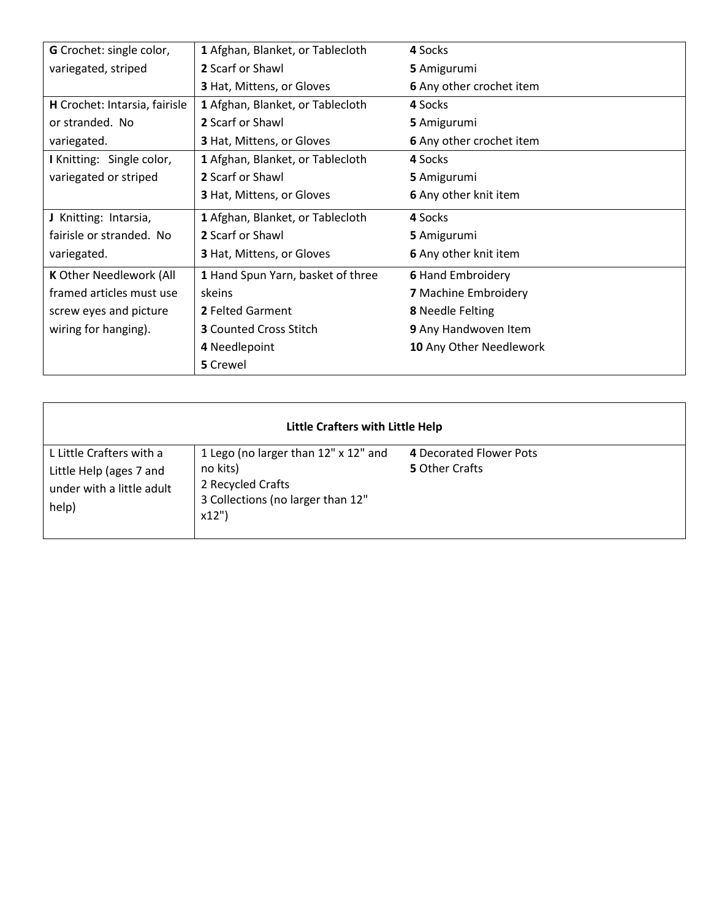| | | |
|---|---|---|
| **G** Crochet: single color, variegated, striped | **1** Afghan, Blanket, or Tablecloth<br>**2** Scarf or Shawl<br>**3** Hat, Mittens, or Gloves | **4** Socks<br>**5** Amigurumi<br>**6** Any other crochet item |
| **H** Crochet: Intarsia, fairisle or stranded. No variegated. | **1** Afghan, Blanket, or Tablecloth<br>**2** Scarf or Shawl<br>**3** Hat, Mittens, or Gloves | **4** Socks<br>**5** Amigurumi<br>**6** Any other crochet item |
| **I** Knitting: Single color, variegated or striped | **1** Afghan, Blanket, or Tablecloth<br>**2** Scarf or Shawl<br>**3** Hat, Mittens, or Gloves | **4** Socks<br>**5** Amigurumi<br>**6** Any other knit item |
| **J** Knitting: Intarsia, fairisle or stranded. No variegated. | **1** Afghan, Blanket, or Tablecloth<br>**2** Scarf or Shawl<br>**3** Hat, Mittens, or Gloves | **4** Socks<br>**5** Amigurumi<br>**6** Any other knit item |
| **K** Other Needlework (All framed articles must use screw eyes and picture wiring for hanging). | **1** Hand Spun Yarn, basket of three skeins<br>**2** Felted Garment<br>**3** Counted Cross Stitch<br>**4** Needlepoint<br>**5** Crewel | **6** Hand Embroidery<br>**7** Machine Embroidery<br>**8** Needle Felting<br>**9** Any Handwoven Item<br>**10** Any Other Needlework |

| **Little Crafters with Little Help** | | |
|---|---|---|
| L Little Crafters with a Little Help (ages 7 and under with a little adult help) | 1 Lego (no larger than 12" x 12" and no kits)<br>2 Recycled Crafts<br>3 Collections (no larger than 12" x12") | **4** Decorated Flower Pots<br>**5** Other Crafts |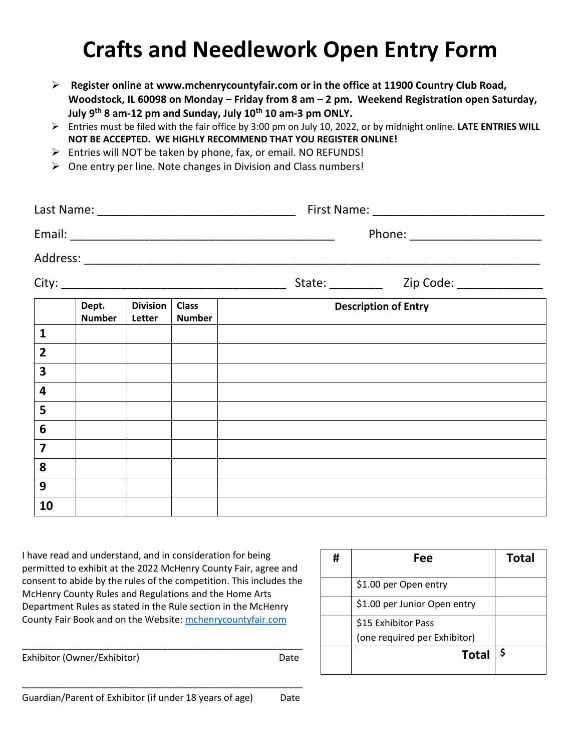# Crafts and Needlework Open Entry Form

- **Register online at www.mchenrycountyfair.com or in the office at 11900 Country Club Road, Woodstock, IL 60098 on Monday – Friday from 8 am – 2 pm. Weekend Registration open Saturday, July 9th 8 am-12 pm and Sunday, July 10th 10 am-3 pm ONLY.**
- Entries must be filed with the fair office by 3:00 pm on July 10, 2022, or by midnight online. **LATE ENTRIES WILL NOT BE ACCEPTED. WE HIGHLY RECOMMEND THAT YOU REGISTER ONLINE!**
- Entries will NOT be taken by phone, fax, or email. NO REFUNDS!
- One entry per line. Note changes in Division and Class numbers!

Last Name: ______________________________ First Name: __________________________

Email: ________________________________________ Phone: ____________________

Address: ________________________________________________________________________

City: __________________________________ State: ________ Zip Code: _____________

| | Dept. Number | Division Letter | Class Number | Description of Entry |
|---|---|---|---|---|
| **1** | | | | |
| **2** | | | | |
| **3** | | | | |
| **4** | | | | |
| **5** | | | | |
| **6** | | | | |
| **7** | | | | |
| **8** | | | | |
| **9** | | | | |
| **10** | | | | |

I have read and understand, and in consideration for being permitted to exhibit at the 2022 McHenry County Fair, agree and consent to abide by the rules of the competition. This includes the McHenry County Rules and Regulations and the Home Arts Department Rules as stated in the Rule section in the McHenry County Fair Book and on the Website: mchenrycountyfair.com

_____________________________________________________
Exhibitor (Owner/Exhibitor) Date

_____________________________________________________
Guardian/Parent of Exhibitor (if under 18 years of age) Date

| # | Fee | Total |
|---|---|---|
| | $1.00 per Open entry | |
| | $1.00 per Junior Open entry | |
| | $15 Exhibitor Pass (one required per Exhibitor) | |
| | **Total** | $ |